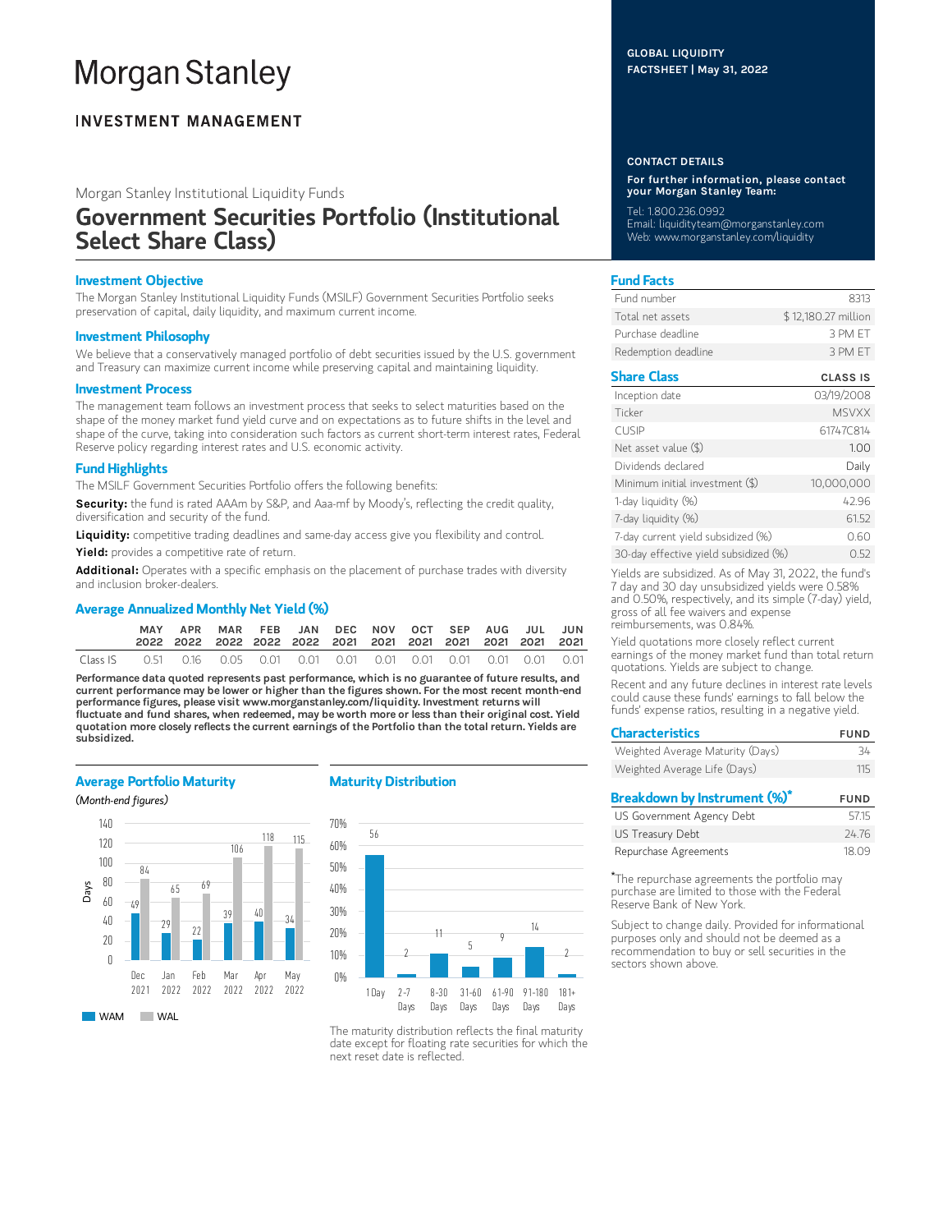# Morgan Stanley

**INVESTMENT MANAGEMENT**

Morgan Stanley Institutional Liquidity Funds

# Government Securities Portfolio (Institutional Select Share Class)

**GLOBAL LIQUIDITY FACTSHEET | May 31, 2022**

## Investment Objective

The Morgan Stanley Institutional Liquidity Funds (MSILF) Government Securities Portfolio seeks preservation of capital, daily liquidity, and maximum current income.

## Investment Philosophy

We believe that a conservatively managed portfolio of debt securities issued by the U.S. government and Treasury can maximize current income while preserving capital and maintaining liquidity.

## Investment Process

The management team follows an investment process that seeks to select maturities based on the shape of the money market fund yield curve and on expectations as to future shifts in the level and shape of the curve, taking into consideration such factors as current short-term interest rates, Federal Reserve policy regarding interest rates and U.S. economic activity.

## Fund Highlights

The MSILF Government Securities Portfolio offers the following benefits:

**Security:** the fund is rated AAAm by S&P, and Aaa-mf by Moody's, reflecting the credit quality, diversification and security of the fund.

**Liquidity:** competitive trading deadlines and same-day access give you flexibility and control.

**Yield:** provides a competitive rate of return.

**Additional:** Operates with a specific emphasis on the placement of purchase trades with diversity and inclusion broker-dealers.

## Average Annualized Monthly Net Yield (%)

| | MAY 2022 | APR 2022 | MAR 2022 | FEB 2022 | JAN 2022 | DEC 2021 | NOV 2021 | OCT 2021 | SEP 2021 | AUG 2021 | JUL 2021 | JUN 2021 |
|---|---|---|---|---|---|---|---|---|---|---|---|---|
| Class IS | 0.51 | 0.16 | 0.05 | 0.01 | 0.01 | 0.01 | 0.01 | 0.01 | 0.01 | 0.01 | 0.01 | 0.01 |

**Performance data quoted represents past performance, which is no guarantee of future results, and current performance may be lower or higher than the figures shown. For the most recent month-end performance figures, please visit www.morganstanley.com/liquidity. Investment returns will fluctuate and fund shares, when redeemed, may be worth more or less than their original cost. Yield quotation more closely reflects the current earnings of the Portfolio than the total return. Yields are subsidized.**

## Average Portfolio Maturity

*(Month-end figures)*

| Days | Dec 2021 | Jan 2022 | Feb 2022 | Mar 2022 | Apr 2022 | May 2022 |
|---|---|---|---|---|---|---|
| WAM | 49 | 29 | 22 | 39 | 40 | 34 |
| WAL | 84 | 65 | 69 | 106 | 118 | 115 |

## Maturity Distribution

| 1 Day | 2-7 Days | 8-30 Days | 31-60 Days | 61-90 Days | 91-180 Days | 181+ Days |
|---|---|---|---|---|---|---|
| 56 | 2 | 11 | 5 | 9 | 14 | 2 |

The maturity distribution reflects the final maturity date except for floating rate securities for which the next reset date is reflected.

## CONTACT DETAILS

**For further information, please contact your Morgan Stanley Team:**

Tel: 1.800.236.0992
Email: liquidityteam@morganstanley.com
Web: www.morganstanley.com/liquidity

## Fund Facts

| | |
|---|---|
| Fund number | 8313 |
| Total net assets | $ 12,180.27 million |
| Purchase deadline | 3 PM ET |
| Redemption deadline | 3 PM ET |

## Share Class

| | CLASS IS |
|---|---|
| Inception date | 03/19/2008 |
| Ticker | MSVXX |
| CUSIP | 61747C814 |
| Net asset value ($) | 1.00 |
| Dividends declared | Daily |
| Minimum initial investment ($) | 10,000,000 |
| 1-day liquidity (%) | 42.96 |
| 7-day liquidity (%) | 61.52 |
| 7-day current yield subsidized (%) | 0.60 |
| 30-day effective yield subsidized (%) | 0.52 |

Yields are subsidized. As of May 31, 2022, the fund's 7 day and 30 day unsubsidized yields were 0.58% and 0.50%, respectively, and its simple (7-day) yield, gross of all fee waivers and expense reimbursements, was 0.84%.

Yield quotations more closely reflect current earnings of the money market fund than total return quotations. Yields are subject to change.

Recent and any future declines in interest rate levels could cause these funds' earnings to fall below the funds' expense ratios, resulting in a negative yield.

## Characteristics

| | FUND |
|---|---|
| Weighted Average Maturity (Days) | 34 |
| Weighted Average Life (Days) | 115 |

## Breakdown by Instrument (%)*

| | FUND |
|---|---|
| US Government Agency Debt | 57.15 |
| US Treasury Debt | 24.76 |
| Repurchase Agreements | 18.09 |

*The repurchase agreements the portfolio may purchase are limited to those with the Federal Reserve Bank of New York.

Subject to change daily. Provided for informational purposes only and should not be deemed as a recommendation to buy or sell securities in the sectors shown above.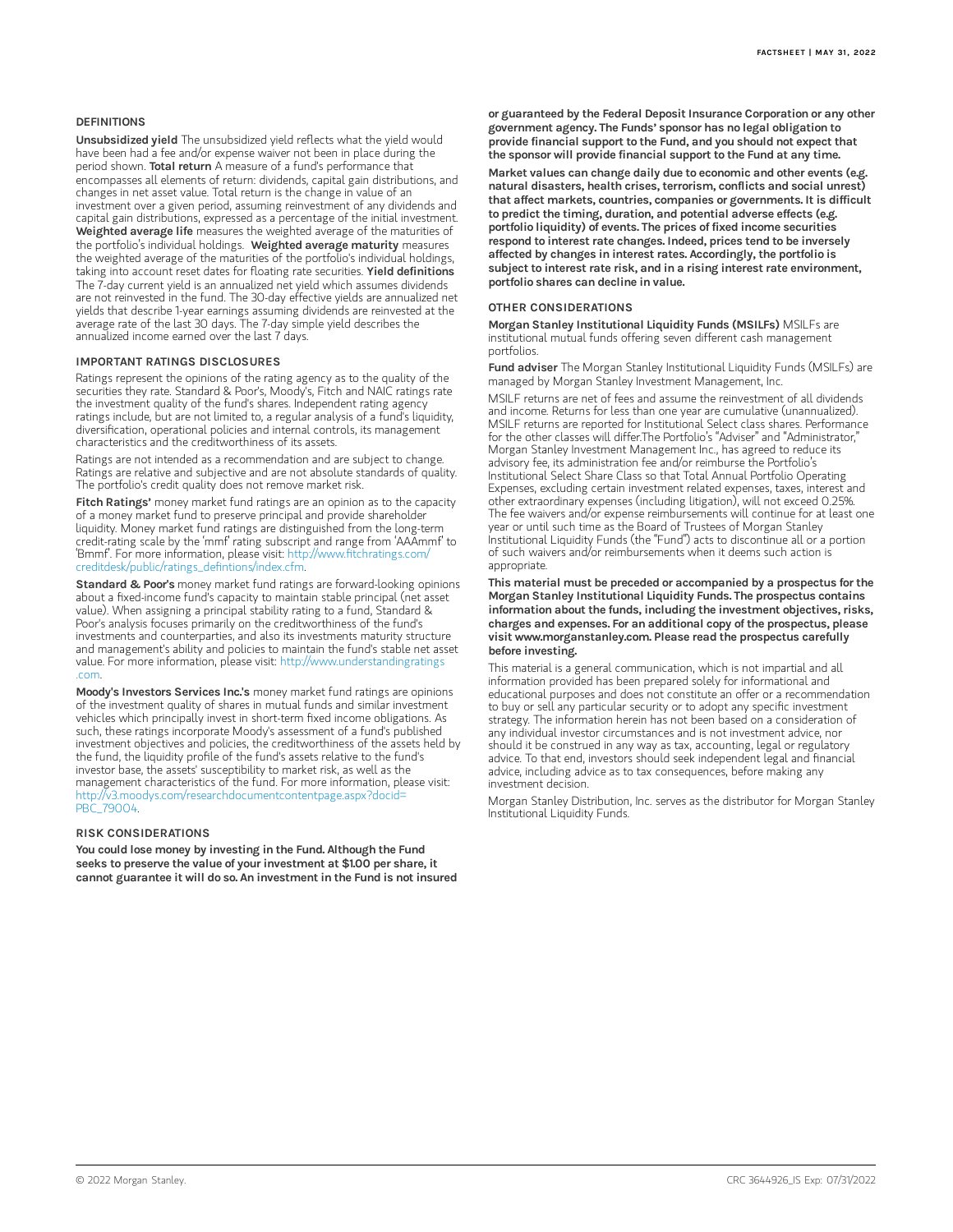## DEFINITIONS

**Unsubsidized yield** The unsubsidized yield reflects what the yield would have been had a fee and/or expense waiver not been in place during the period shown. **Total return** A measure of a fund's performance that encompasses all elements of return: dividends, capital gain distributions, and changes in net asset value. Total return is the change in value of an investment over a given period, assuming reinvestment of any dividends and capital gain distributions, expressed as a percentage of the initial investment. **Weighted average life** measures the weighted average of the maturities of the portfolio's individual holdings. **Weighted average maturity** measures the weighted average of the maturities of the portfolio's individual holdings, taking into account reset dates for floating rate securities. **Yield definitions** The 7-day current yield is an annualized net yield which assumes dividends are not reinvested in the fund. The 30-day effective yields are annualized net yields that describe 1-year earnings assuming dividends are reinvested at the average rate of the last 30 days. The 7-day simple yield describes the annualized income earned over the last 7 days.

## IMPORTANT RATINGS DISCLOSURES

Ratings represent the opinions of the rating agency as to the quality of the securities they rate. Standard & Poor's, Moody's, Fitch and NAIC ratings rate the investment quality of the fund's shares. Independent rating agency ratings include, but are not limited to, a regular analysis of a fund's liquidity, diversification, operational policies and internal controls, its management characteristics and the creditworthiness of its assets.

Ratings are not intended as a recommendation and are subject to change. Ratings are relative and subjective and are not absolute standards of quality. The portfolio's credit quality does not remove market risk.

**Fitch Ratings'** money market fund ratings are an opinion as to the capacity of a money market fund to preserve principal and provide shareholder liquidity. Money market fund ratings are distinguished from the long-term credit-rating scale by the 'mmf' rating subscript and range from 'AAAmmf' to 'Bmmf'. For more information, please visit: http://www.fitchratings.com/creditdesk/public/ratings_defintions/index.cfm.

**Standard & Poor's** money market fund ratings are forward-looking opinions about a fixed-income fund's capacity to maintain stable principal (net asset value). When assigning a principal stability rating to a fund, Standard & Poor's analysis focuses primarily on the creditworthiness of the fund's investments and counterparties, and also its investments maturity structure and management's ability and policies to maintain the fund's stable net asset value. For more information, please visit: http://www.understandingratings.com.

**Moody's Investors Services Inc.'s** money market fund ratings are opinions of the investment quality of shares in mutual funds and similar investment vehicles which principally invest in short-term fixed income obligations. As such, these ratings incorporate Moody's assessment of a fund's published investment objectives and policies, the creditworthiness of the assets held by the fund, the liquidity profile of the fund's assets relative to the fund's investor base, the assets' susceptibility to market risk, as well as the management characteristics of the fund. For more information, please visit: http://v3.moodys.com/researchdocumentcontentpage.aspx?docid=PBC_79004.

## RISK CONSIDERATIONS

**You could lose money by investing in the Fund. Although the Fund seeks to preserve the value of your investment at $1.00 per share, it cannot guarantee it will do so. An investment in the Fund is not insured or guaranteed by the Federal Deposit Insurance Corporation or any other government agency. The Funds' sponsor has no legal obligation to provide financial support to the Fund, and you should not expect that the sponsor will provide financial support to the Fund at any time.**

**Market values can change daily due to economic and other events (e.g. natural disasters, health crises, terrorism, conflicts and social unrest) that affect markets, countries, companies or governments. It is difficult to predict the timing, duration, and potential adverse effects (e.g. portfolio liquidity) of events. The prices of fixed income securities respond to interest rate changes. Indeed, prices tend to be inversely affected by changes in interest rates. Accordingly, the portfolio is subject to interest rate risk, and in a rising interest rate environment, portfolio shares can decline in value.**

## OTHER CONSIDERATIONS

**Morgan Stanley Institutional Liquidity Funds (MSILFs)** MSILFs are institutional mutual funds offering seven different cash management portfolios.

**Fund adviser** The Morgan Stanley Institutional Liquidity Funds (MSILFs) are managed by Morgan Stanley Investment Management, Inc.

MSILF returns are net of fees and assume the reinvestment of all dividends and income. Returns for less than one year are cumulative (unannualized). MSILF returns are reported for Institutional Select class shares. Performance for the other classes will differ.The Portfolio's "Adviser" and "Administrator," Morgan Stanley Investment Management Inc., has agreed to reduce its advisory fee, its administration fee and/or reimburse the Portfolio's Institutional Select Share Class so that Total Annual Portfolio Operating Expenses, excluding certain investment related expenses, taxes, interest and other extraordinary expenses (including litigation), will not exceed 0.25%. The fee waivers and/or expense reimbursements will continue for at least one year or until such time as the Board of Trustees of Morgan Stanley Institutional Liquidity Funds (the "Fund") acts to discontinue all or a portion of such waivers and/or reimbursements when it deems such action is appropriate.

**This material must be preceded or accompanied by a prospectus for the Morgan Stanley Institutional Liquidity Funds. The prospectus contains information about the funds, including the investment objectives, risks, charges and expenses. For an additional copy of the prospectus, please visit www.morganstanley.com. Please read the prospectus carefully before investing.**

This material is a general communication, which is not impartial and all information provided has been prepared solely for informational and educational purposes and does not constitute an offer or a recommendation to buy or sell any particular security or to adopt any specific investment strategy. The information herein has not been based on a consideration of any individual investor circumstances and is not investment advice, nor should it be construed in any way as tax, accounting, legal or regulatory advice. To that end, investors should seek independent legal and financial advice, including advice as to tax consequences, before making any investment decision.

Morgan Stanley Distribution, Inc. serves as the distributor for Morgan Stanley Institutional Liquidity Funds.

© 2022 Morgan Stanley. CRC 3644926_IS Exp: 07/31/2022